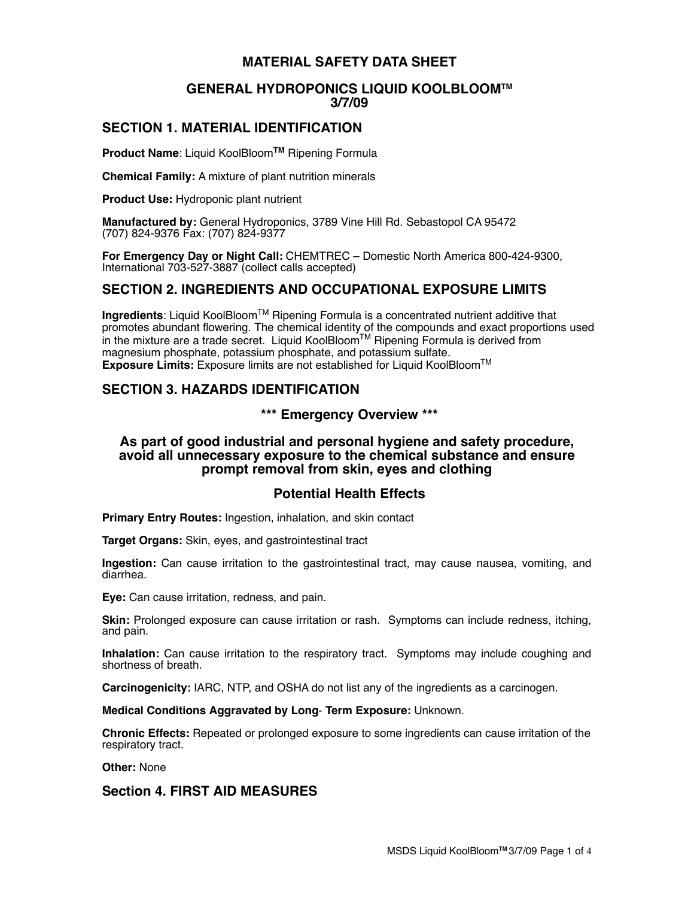# MATERIAL SAFETY DATA SHEET

## GENERAL HYDROPONICS LIQUID KOOLBLOOM™ 3/7/09

## SECTION 1. MATERIAL IDENTIFICATION

**Product Name**: Liquid KoolBloom**™** Ripening Formula

**Chemical Family:** A mixture of plant nutrition minerals

**Product Use:** Hydroponic plant nutrient

**Manufactured by:** General Hydroponics, 3789 Vine Hill Rd. Sebastopol CA 95472
(707) 824-9376 Fax: (707) 824-9377

**For Emergency Day or Night Call:** CHEMTREC – Domestic North America 800-424-9300, International 703-527-3887 (collect calls accepted)

## SECTION 2. INGREDIENTS AND OCCUPATIONAL EXPOSURE LIMITS

**Ingredients**: Liquid KoolBloom™ Ripening Formula is a concentrated nutrient additive that promotes abundant flowering. The chemical identity of the compounds and exact proportions used in the mixture are a trade secret. Liquid KoolBloom™ Ripening Formula is derived from magnesium phosphate, potassium phosphate, and potassium sulfate.
**Exposure Limits:** Exposure limits are not established for Liquid KoolBloom™

## SECTION 3. HAZARDS IDENTIFICATION

### \*\*\* Emergency Overview \*\*\*

### As part of good industrial and personal hygiene and safety procedure, avoid all unnecessary exposure to the chemical substance and ensure prompt removal from skin, eyes and clothing

### Potential Health Effects

**Primary Entry Routes:** Ingestion, inhalation, and skin contact

**Target Organs:** Skin, eyes, and gastrointestinal tract

**Ingestion:** Can cause irritation to the gastrointestinal tract, may cause nausea, vomiting, and diarrhea.

**Eye:** Can cause irritation, redness, and pain.

**Skin:** Prolonged exposure can cause irritation or rash. Symptoms can include redness, itching, and pain.

**Inhalation:** Can cause irritation to the respiratory tract. Symptoms may include coughing and shortness of breath.

**Carcinogenicity:** IARC, NTP, and OSHA do not list any of the ingredients as a carcinogen.

**Medical Conditions Aggravated by Long- Term Exposure:** Unknown.

**Chronic Effects:** Repeated or prolonged exposure to some ingredients can cause irritation of the respiratory tract.

**Other:** None

## Section 4. FIRST AID MEASURES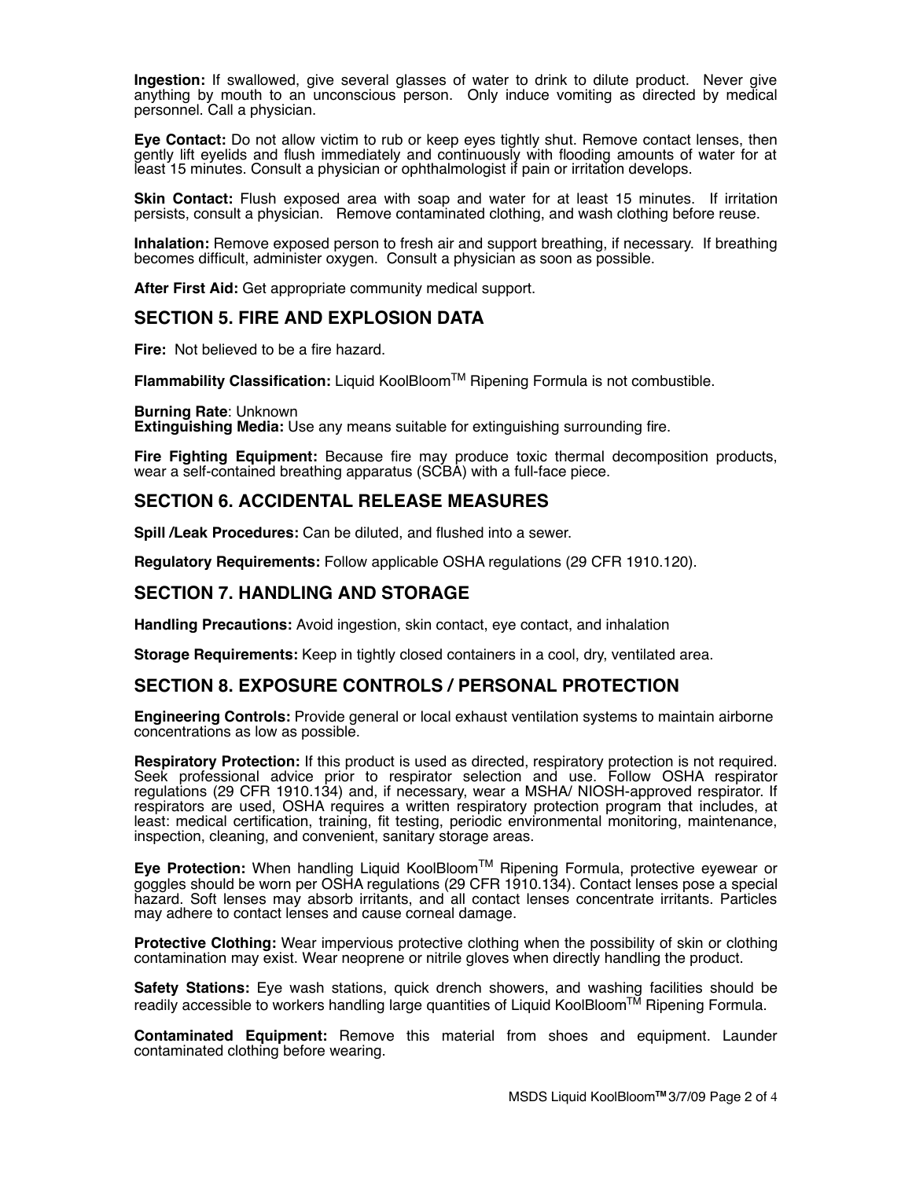**Ingestion:** If swallowed, give several glasses of water to drink to dilute product. Never give anything by mouth to an unconscious person. Only induce vomiting as directed by medical personnel. Call a physician.

**Eye Contact:** Do not allow victim to rub or keep eyes tightly shut. Remove contact lenses, then gently lift eyelids and flush immediately and continuously with flooding amounts of water for at least 15 minutes. Consult a physician or ophthalmologist if pain or irritation develops.

**Skin Contact:** Flush exposed area with soap and water for at least 15 minutes. If irritation persists, consult a physician. Remove contaminated clothing, and wash clothing before reuse.

**Inhalation:** Remove exposed person to fresh air and support breathing, if necessary. If breathing becomes difficult, administer oxygen. Consult a physician as soon as possible.

**After First Aid:** Get appropriate community medical support.

## SECTION 5. FIRE AND EXPLOSION DATA

**Fire:** Not believed to be a fire hazard.

**Flammability Classification:** Liquid KoolBloom™ Ripening Formula is not combustible.

**Burning Rate**: Unknown
**Extinguishing Media:** Use any means suitable for extinguishing surrounding fire.

**Fire Fighting Equipment:** Because fire may produce toxic thermal decomposition products, wear a self-contained breathing apparatus (SCBA) with a full-face piece.

## SECTION 6. ACCIDENTAL RELEASE MEASURES

**Spill /Leak Procedures:** Can be diluted, and flushed into a sewer.

**Regulatory Requirements:** Follow applicable OSHA regulations (29 CFR 1910.120).

## SECTION 7. HANDLING AND STORAGE

**Handling Precautions:** Avoid ingestion, skin contact, eye contact, and inhalation

**Storage Requirements:** Keep in tightly closed containers in a cool, dry, ventilated area.

## SECTION 8. EXPOSURE CONTROLS / PERSONAL PROTECTION

**Engineering Controls:** Provide general or local exhaust ventilation systems to maintain airborne concentrations as low as possible.

**Respiratory Protection:** If this product is used as directed, respiratory protection is not required. Seek professional advice prior to respirator selection and use. Follow OSHA respirator regulations (29 CFR 1910.134) and, if necessary, wear a MSHA/ NIOSH-approved respirator. If respirators are used, OSHA requires a written respiratory protection program that includes, at least: medical certification, training, fit testing, periodic environmental monitoring, maintenance, inspection, cleaning, and convenient, sanitary storage areas.

**Eye Protection:** When handling Liquid KoolBloom™ Ripening Formula, protective eyewear or goggles should be worn per OSHA regulations (29 CFR 1910.134). Contact lenses pose a special hazard. Soft lenses may absorb irritants, and all contact lenses concentrate irritants. Particles may adhere to contact lenses and cause corneal damage.

**Protective Clothing:** Wear impervious protective clothing when the possibility of skin or clothing contamination may exist. Wear neoprene or nitrile gloves when directly handling the product.

**Safety Stations:** Eye wash stations, quick drench showers, and washing facilities should be readily accessible to workers handling large quantities of Liquid KoolBloom™ Ripening Formula.

**Contaminated Equipment:** Remove this material from shoes and equipment. Launder contaminated clothing before wearing.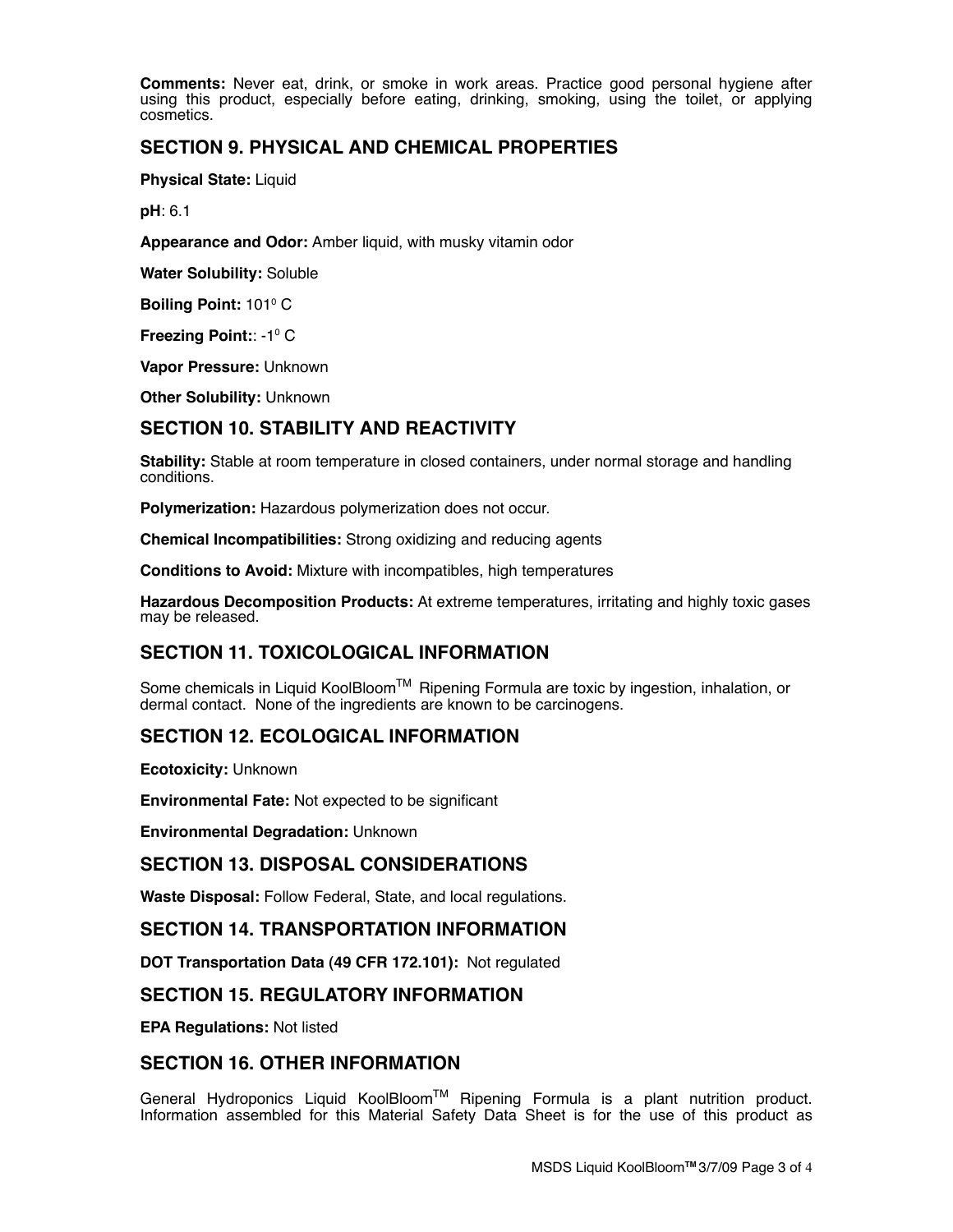**Comments:** Never eat, drink, or smoke in work areas. Practice good personal hygiene after using this product, especially before eating, drinking, smoking, using the toilet, or applying cosmetics.

## SECTION 9. PHYSICAL AND CHEMICAL PROPERTIES

**Physical State:** Liquid

**pH**: 6.1

**Appearance and Odor:** Amber liquid, with musky vitamin odor

**Water Solubility:** Soluble

**Boiling Point:** $101^0$ C

**Freezing Point:**: $-1^0$ C

**Vapor Pressure:** Unknown

**Other Solubility:** Unknown

## SECTION 10. STABILITY AND REACTIVITY

**Stability:** Stable at room temperature in closed containers, under normal storage and handling conditions.

**Polymerization:** Hazardous polymerization does not occur.

**Chemical Incompatibilities:** Strong oxidizing and reducing agents

**Conditions to Avoid:** Mixture with incompatibles, high temperatures

**Hazardous Decomposition Products:** At extreme temperatures, irritating and highly toxic gases may be released.

## SECTION 11. TOXICOLOGICAL INFORMATION

Some chemicals in Liquid KoolBloom™ Ripening Formula are toxic by ingestion, inhalation, or dermal contact. None of the ingredients are known to be carcinogens.

## SECTION 12. ECOLOGICAL INFORMATION

**Ecotoxicity:** Unknown

**Environmental Fate:** Not expected to be significant

**Environmental Degradation:** Unknown

## SECTION 13. DISPOSAL CONSIDERATIONS

**Waste Disposal:** Follow Federal, State, and local regulations.

## SECTION 14. TRANSPORTATION INFORMATION

**DOT Transportation Data (49 CFR 172.101):** Not regulated

## SECTION 15. REGULATORY INFORMATION

**EPA Regulations:** Not listed

## SECTION 16. OTHER INFORMATION

General Hydroponics Liquid KoolBloom™ Ripening Formula is a plant nutrition product. Information assembled for this Material Safety Data Sheet is for the use of this product as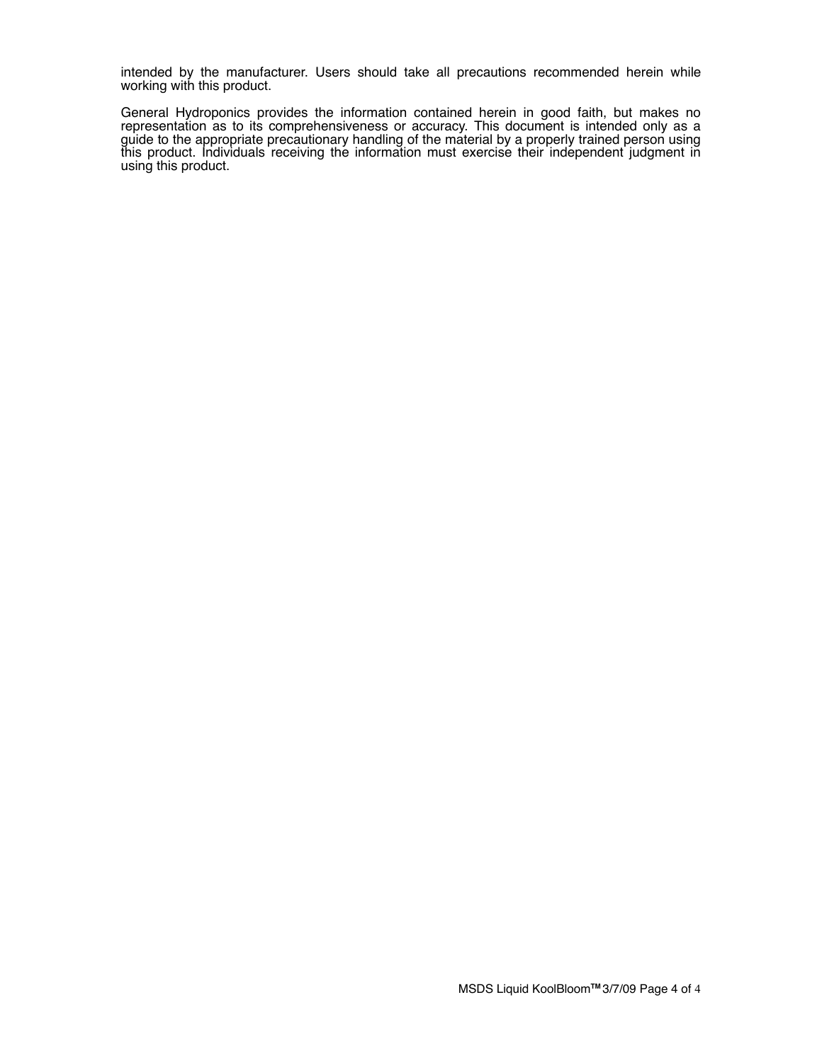intended by the manufacturer. Users should take all precautions recommended herein while working with this product.

General Hydroponics provides the information contained herein in good faith, but makes no representation as to its comprehensiveness or accuracy. This document is intended only as a guide to the appropriate precautionary handling of the material by a properly trained person using this product. Individuals receiving the information must exercise their independent judgment in using this product.